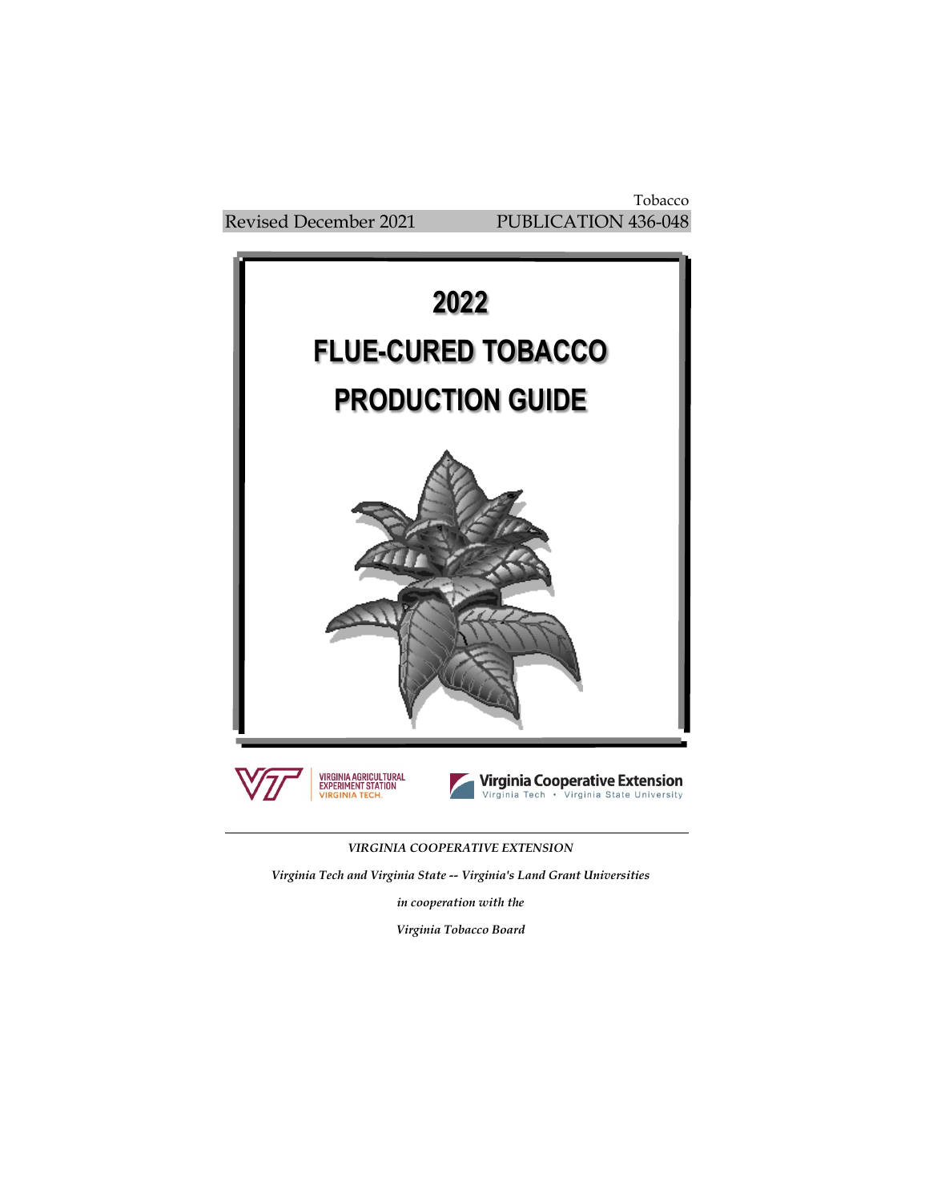Tobacco

Revised December 2021 PUBLICATION 436-048

# 2022
# FLUE-CURED TOBACCO
# PRODUCTION GUIDE

VIRGINIA AGRICULTURAL EXPERIMENT STATION
VIRGINIA TECH.

Virginia Cooperative Extension
Virginia Tech • Virginia State University

---

*VIRGINIA COOPERATIVE EXTENSION*

*Virginia Tech and Virginia State -- Virginia's Land Grant Universities*

*in cooperation with the*

*Virginia Tobacco Board*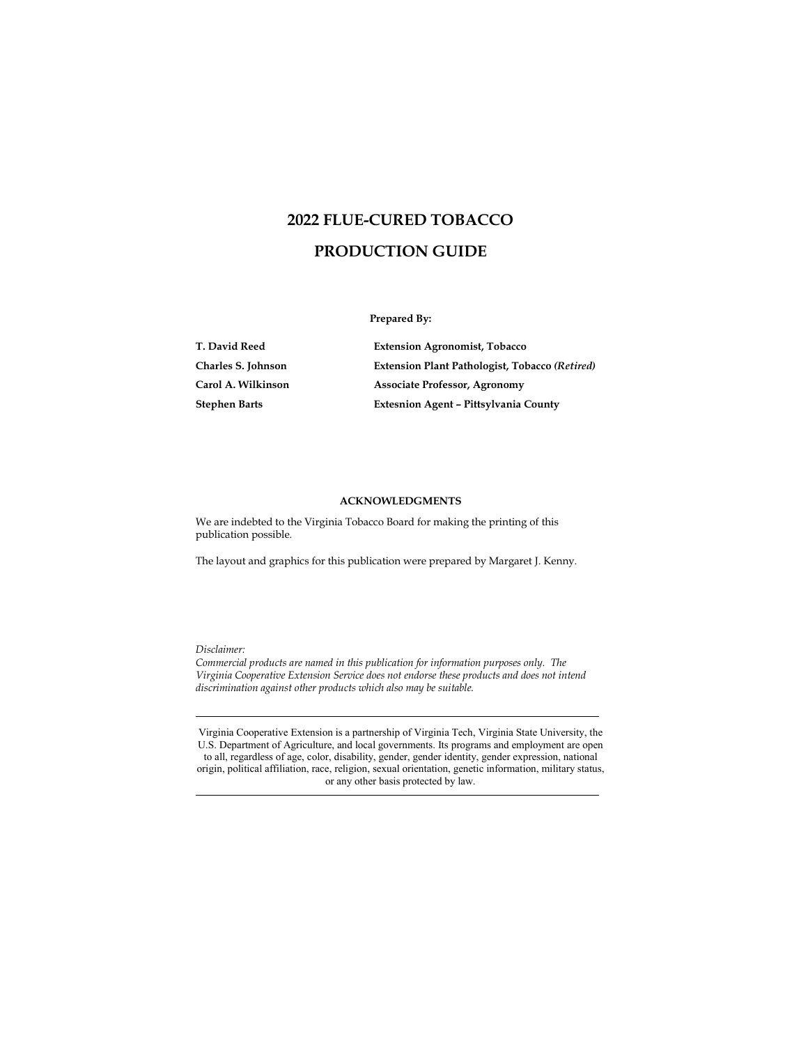# 2022 FLUE-CURED TOBACCO PRODUCTION GUIDE

**Prepared By:**

| | |
|---|---|
| **T. David Reed** | **Extension Agronomist, Tobacco** |
| **Charles S. Johnson** | **Extension Plant Pathologist, Tobacco *(Retired)*** |
| **Carol A. Wilkinson** | **Associate Professor, Agronomy** |
| **Stephen Barts** | **Extesnion Agent – Pittsylvania County** |

**ACKNOWLEDGMENTS**

We are indebted to the Virginia Tobacco Board for making the printing of this publication possible.

The layout and graphics for this publication were prepared by Margaret J. Kenny.

*Disclaimer:*
*Commercial products are named in this publication for information purposes only. The Virginia Cooperative Extension Service does not endorse these products and does not intend discrimination against other products which also may be suitable.*

---

Virginia Cooperative Extension is a partnership of Virginia Tech, Virginia State University, the U.S. Department of Agriculture, and local governments. Its programs and employment are open to all, regardless of age, color, disability, gender, gender identity, gender expression, national origin, political affiliation, race, religion, sexual orientation, genetic information, military status, or any other basis protected by law.

---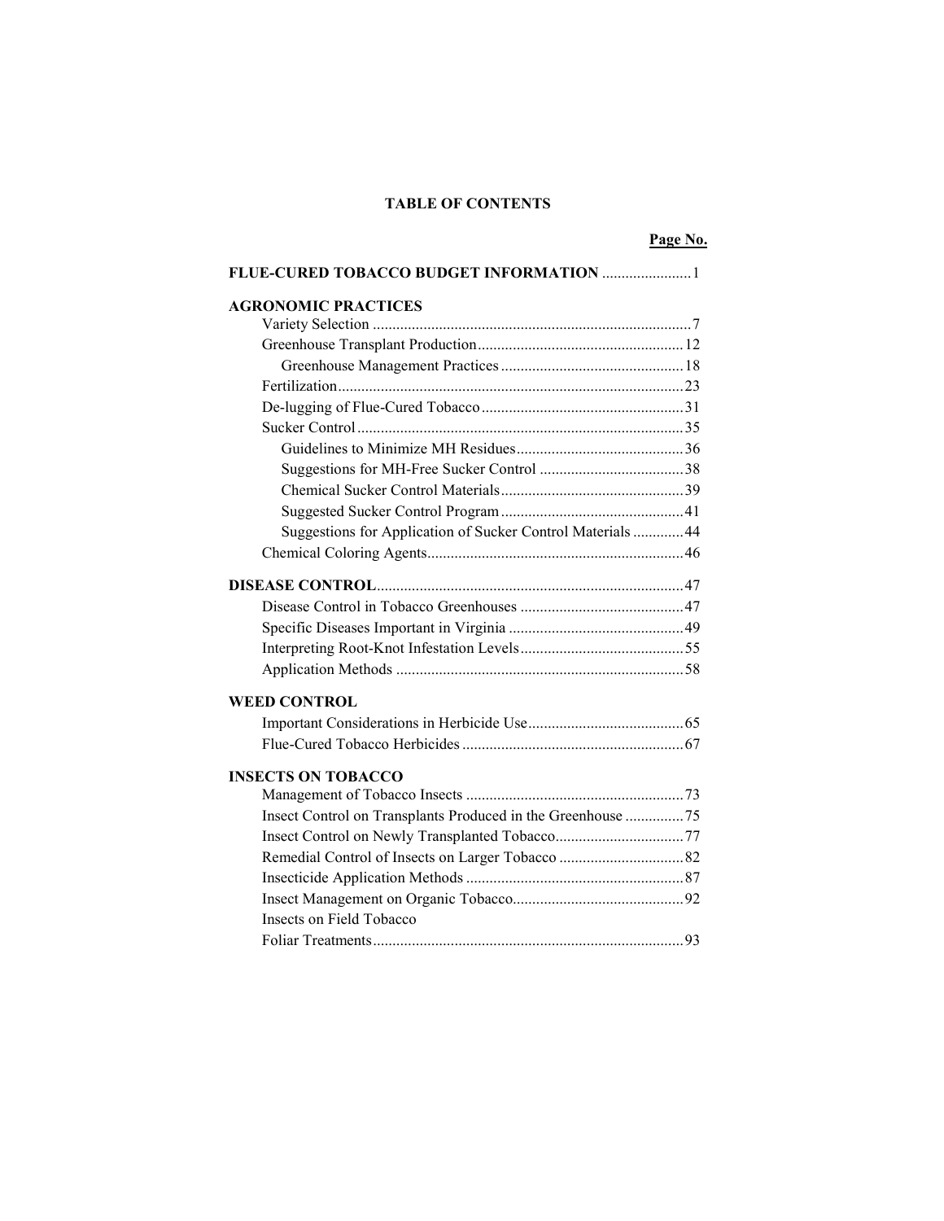# TABLE OF CONTENTS

| | Page No. |
|---|---|
| **FLUE-CURED TOBACCO BUDGET INFORMATION** | 1 |
| **AGRONOMIC PRACTICES** | |
| Variety Selection | 7 |
| Greenhouse Transplant Production | 12 |
| Greenhouse Management Practices | 18 |
| Fertilization | 23 |
| De-lugging of Flue-Cured Tobacco | 31 |
| Sucker Control | 35 |
| Guidelines to Minimize MH Residues | 36 |
| Suggestions for MH-Free Sucker Control | 38 |
| Chemical Sucker Control Materials | 39 |
| Suggested Sucker Control Program | 41 |
| Suggestions for Application of Sucker Control Materials | 44 |
| Chemical Coloring Agents | 46 |
| **DISEASE CONTROL** | 47 |
| Disease Control in Tobacco Greenhouses | 47 |
| Specific Diseases Important in Virginia | 49 |
| Interpreting Root-Knot Infestation Levels | 55 |
| Application Methods | 58 |
| **WEED CONTROL** | |
| Important Considerations in Herbicide Use | 65 |
| Flue-Cured Tobacco Herbicides | 67 |
| **INSECTS ON TOBACCO** | |
| Management of Tobacco Insects | 73 |
| Insect Control on Transplants Produced in the Greenhouse | 75 |
| Insect Control on Newly Transplanted Tobacco | 77 |
| Remedial Control of Insects on Larger Tobacco | 82 |
| Insecticide Application Methods | 87 |
| Insect Management on Organic Tobacco | 92 |
| Insects on Field Tobacco | |
| Foliar Treatments | 93 |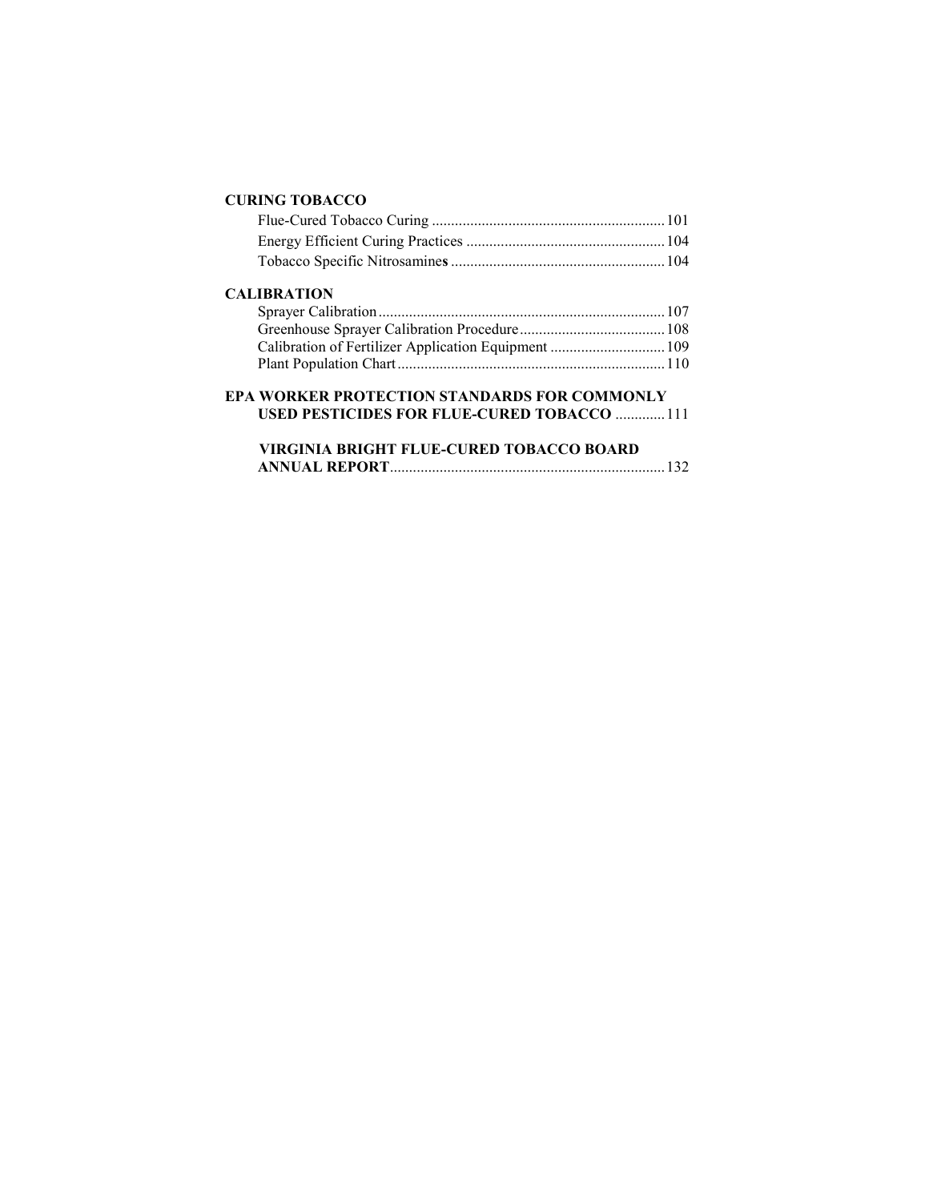**CURING TOBACCO**

Flue-Cured Tobacco Curing ............................................................. 101
Energy Efficient Curing Practices .................................................... 104
Tobacco Specific Nitrosamines ........................................................ 104

**CALIBRATION**

Sprayer Calibration ........................................................................... 107
Greenhouse Sprayer Calibration Procedure ...................................... 108
Calibration of Fertilizer Application Equipment .............................. 109
Plant Population Chart ...................................................................... 110

**EPA WORKER PROTECTION STANDARDS FOR COMMONLY USED PESTICIDES FOR FLUE-CURED TOBACCO** ............ 111

**VIRGINIA BRIGHT FLUE-CURED TOBACCO BOARD ANNUAL REPORT** ....................................................................... 132